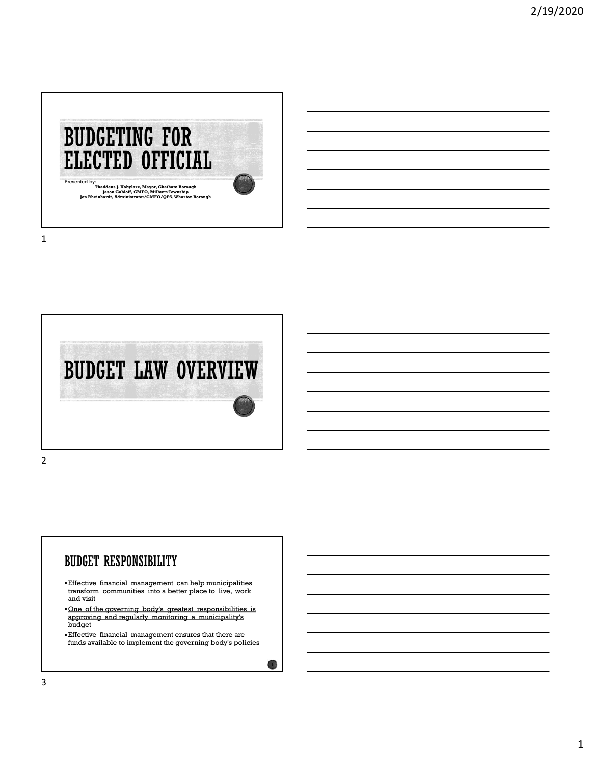# BUDGETING FOR ELECTED OFFICIAL

Presented by:

**Thaddeus J. Kobylarz, Mayor, Chatham Borough**
**Jason Gabloff, CMFO, Milburn Township**
**Jon Rheinhardt, Administrator/CMFO/QPA, Wharton Borough**

# BUDGET LAW OVERVIEW

## BUDGET RESPONSIBILITY

- Effective financial management can help municipalities transform communities into a better place to live, work and visit
- <u>One of the governing body's greatest responsibilities is approving and regularly monitoring a municipality's budget</u>
- Effective financial management ensures that there are funds available to implement the governing body's policies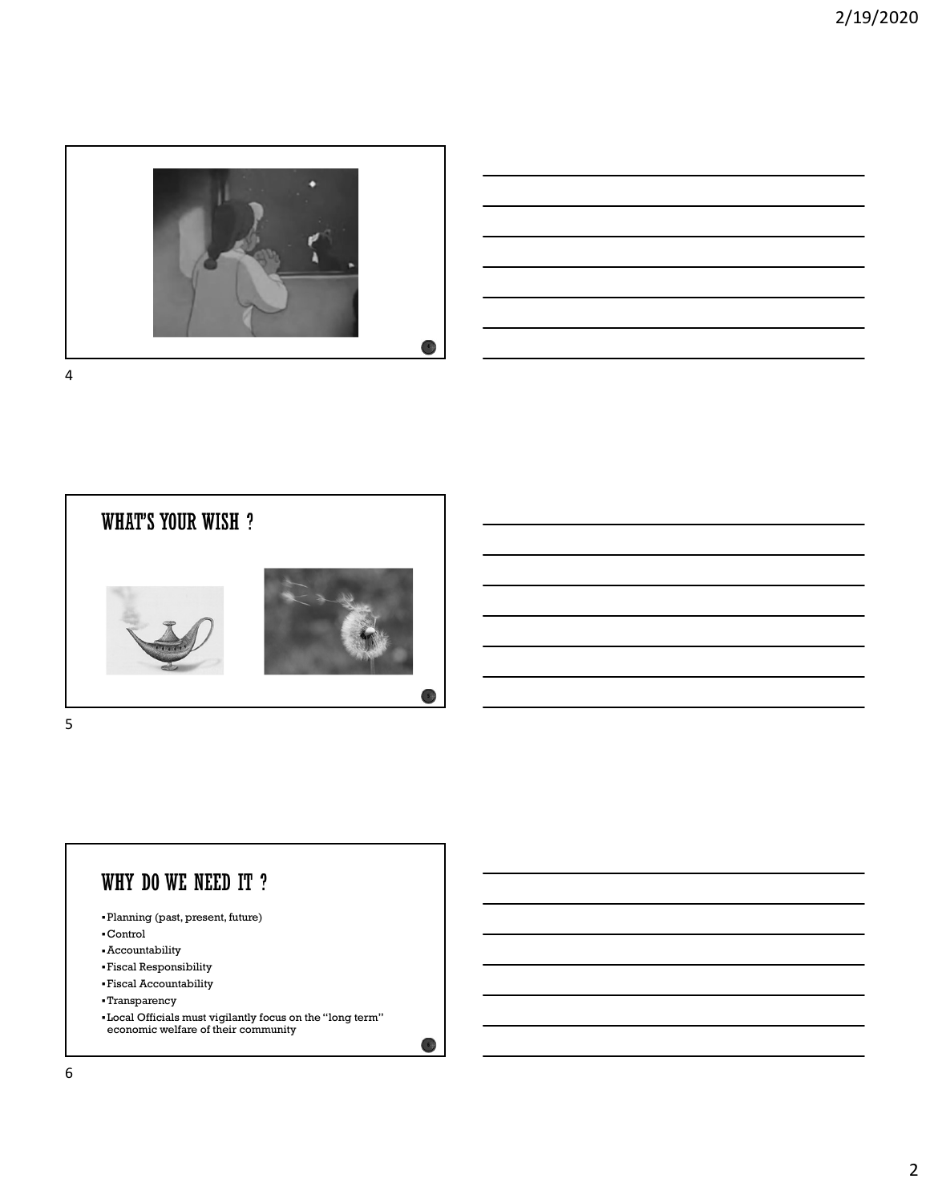## WHAT'S YOUR WISH ?

## WHY DO WE NEED IT ?

- Planning (past, present, future)
- Control
- Accountability
- Fiscal Responsibility
- Fiscal Accountability
- Transparency
- Local Officials must vigilantly focus on the "long term" economic welfare of their community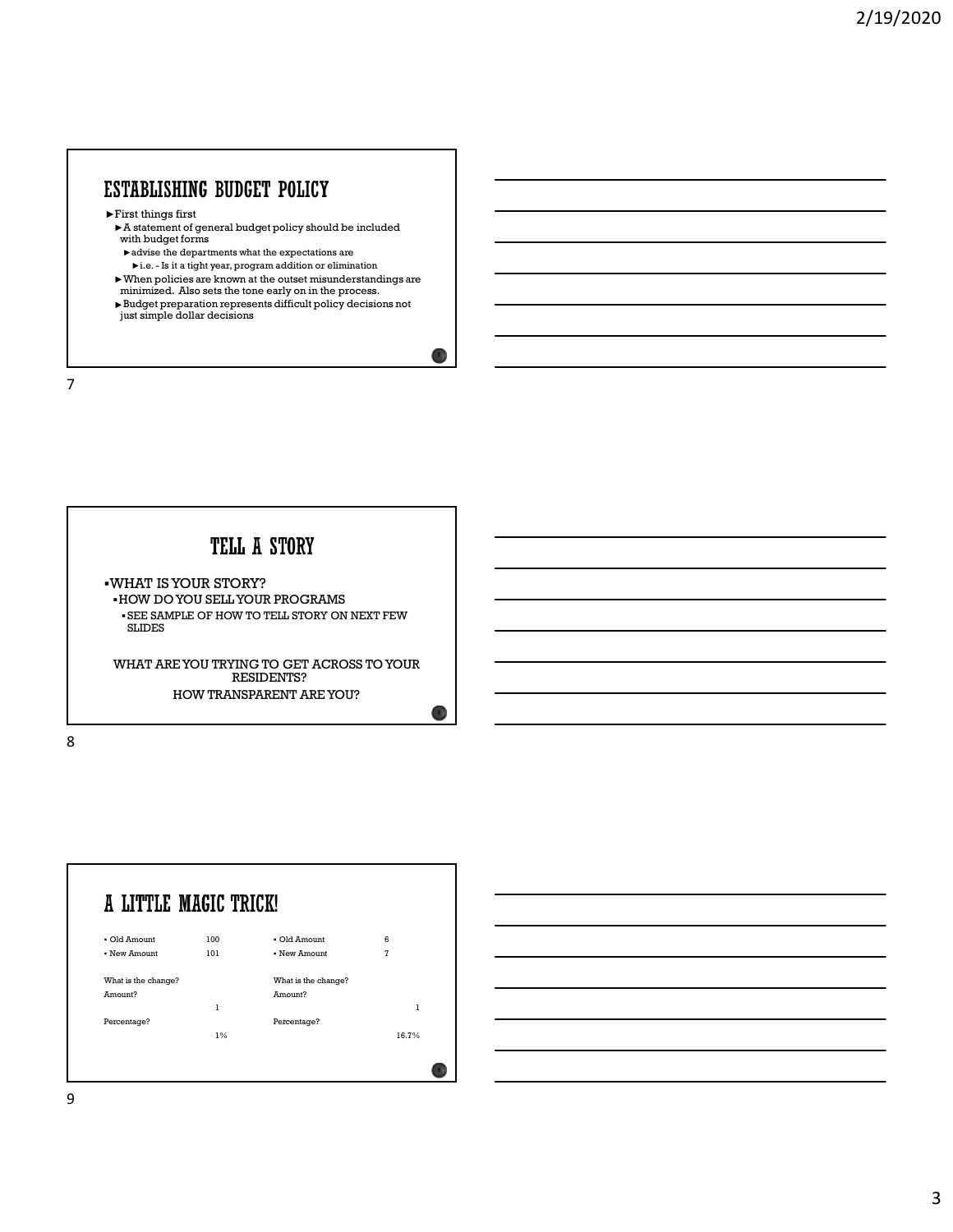## ESTABLISHING BUDGET POLICY

- ►First things first
  - ►A statement of general budget policy should be included with budget forms
    - ►advise the departments what the expectations are
      - ►i.e. - Is it a tight year, program addition or elimination
  - ►When policies are known at the outset misunderstandings are minimized. Also sets the tone early on in the process.
  - ►Budget preparation represents difficult policy decisions not just simple dollar decisions

## TELL A STORY

- WHAT IS YOUR STORY?
  - HOW DO YOU SELL YOUR PROGRAMS
    - SEE SAMPLE OF HOW TO TELL STORY ON NEXT FEW SLIDES

WHAT ARE YOU TRYING TO GET ACROSS TO YOUR RESIDENTS?

HOW TRANSPARENT ARE YOU?

## A LITTLE MAGIC TRICK!

| | | | |
|---|---|---|---|
| • Old Amount | 100 | • Old Amount | 6 |
| • New Amount | 101 | • New Amount | 7 |
| What is the change? | | What is the change? | |
| Amount? | 1 | Amount? | 1 |
| Percentage? | 1% | Percentage? | 16.7% |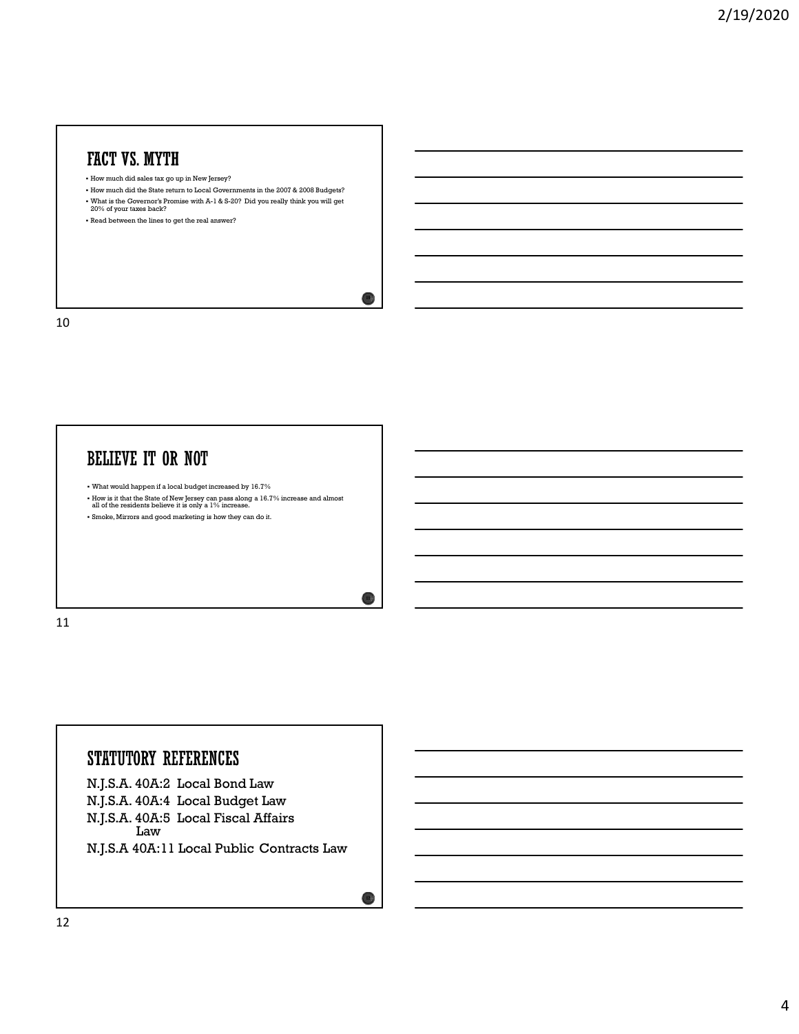## FACT VS. MYTH

- How much did sales tax go up in New Jersey?
- How much did the State return to Local Governments in the 2007 & 2008 Budgets?
- What is the Governor's Promise with A-1 & S-20? Did you really think you will get 20% of your taxes back?
- Read between the lines to get the real answer?

## BELIEVE IT OR NOT

- What would happen if a local budget increased by 16.7%
- How is it that the State of New Jersey can pass along a 16.7% increase and almost all of the residents believe it is only a 1% increase.
- Smoke, Mirrors and good marketing is how they can do it.

## STATUTORY REFERENCES

N.J.S.A. 40A:2 Local Bond Law

N.J.S.A. 40A:4 Local Budget Law

N.J.S.A. 40A:5 Local Fiscal Affairs Law

N.J.S.A 40A:11 Local Public Contracts Law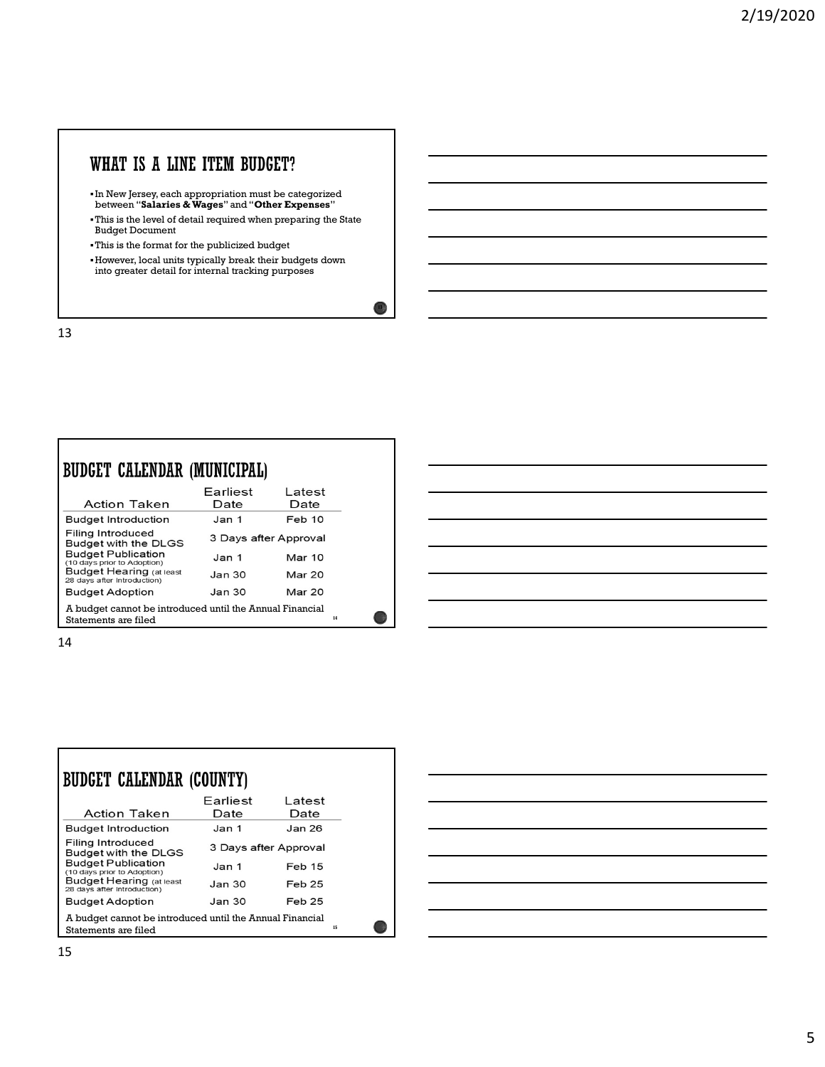## WHAT IS A LINE ITEM BUDGET?

- In New Jersey, each appropriation must be categorized between "**Salaries & Wages**" and "**Other Expenses**"
- This is the level of detail required when preparing the State Budget Document
- This is the format for the publicized budget
- However, local units typically break their budgets down into greater detail for internal tracking purposes

## BUDGET CALENDAR (MUNICIPAL)

| Action Taken | Earliest Date | Latest Date |
|---|---|---|
| Budget Introduction | Jan 1 | Feb 10 |
| Filing Introduced Budget with the DLGS | 3 Days after Approval | |
| Budget Publication (10 days prior to Adoption) | Jan 1 | Mar 10 |
| Budget Hearing (at least 28 days after Introduction) | Jan 30 | Mar 20 |
| Budget Adoption | Jan 30 | Mar 20 |

A budget cannot be introduced until the Annual Financial Statements are filed

## BUDGET CALENDAR (COUNTY)

| Action Taken | Earliest Date | Latest Date |
|---|---|---|
| Budget Introduction | Jan 1 | Jan 26 |
| Filing Introduced Budget with the DLGS | 3 Days after Approval | |
| Budget Publication (10 days prior to Adoption) | Jan 1 | Feb 15 |
| Budget Hearing (at least 28 days after Introduction) | Jan 30 | Feb 25 |
| Budget Adoption | Jan 30 | Feb 25 |

A budget cannot be introduced until the Annual Financial Statements are filed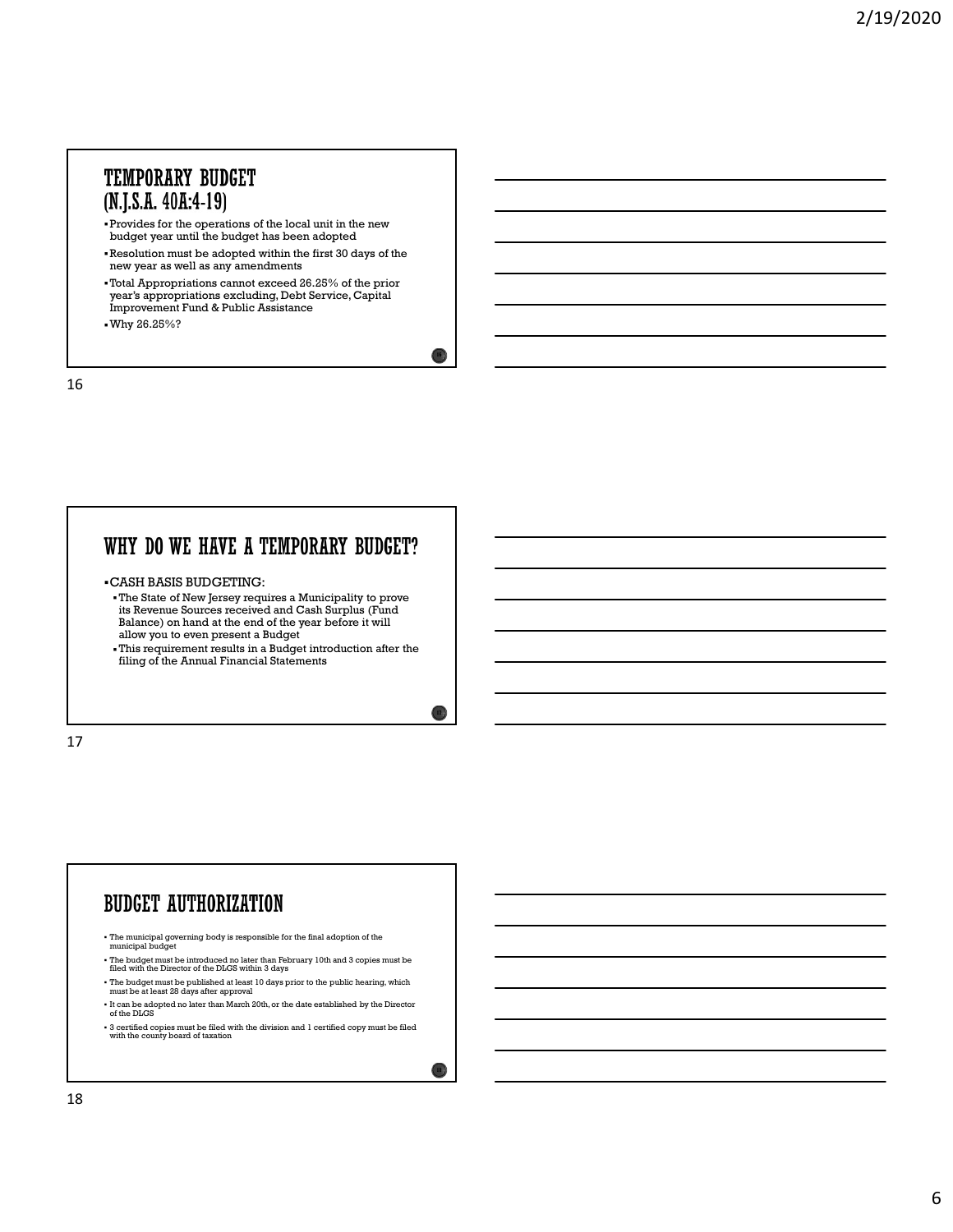## TEMPORARY BUDGET (N.J.S.A. 40A:4-19)

- Provides for the operations of the local unit in the new budget year until the budget has been adopted
- Resolution must be adopted within the first 30 days of the new year as well as any amendments
- Total Appropriations cannot exceed 26.25% of the prior year's appropriations excluding, Debt Service, Capital Improvement Fund & Public Assistance
- Why 26.25%?

## WHY DO WE HAVE A TEMPORARY BUDGET?

- CASH BASIS BUDGETING:
  - The State of New Jersey requires a Municipality to prove its Revenue Sources received and Cash Surplus (Fund Balance) on hand at the end of the year before it will allow you to even present a Budget
  - This requirement results in a Budget introduction after the filing of the Annual Financial Statements

## BUDGET AUTHORIZATION

- The municipal governing body is responsible for the final adoption of the municipal budget
- The budget must be introduced no later than February 10th and 3 copies must be filed with the Director of the DLGS within 3 days
- The budget must be published at least 10 days prior to the public hearing, which must be at least 28 days after approval
- It can be adopted no later than March 20th, or the date established by the Director of the DLGS
- 3 certified copies must be filed with the division and 1 certified copy must be filed with the county board of taxation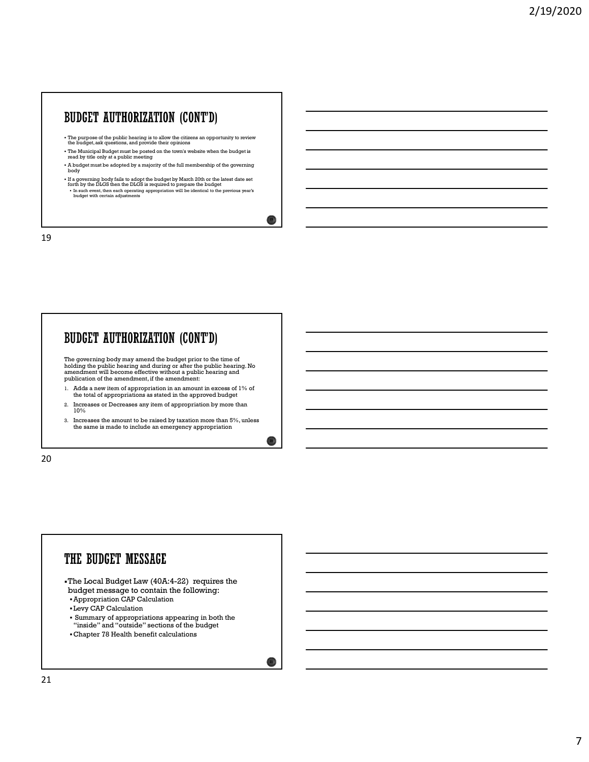## BUDGET AUTHORIZATION (CONT'D)

- The purpose of the public hearing is to allow the citizens an opportunity to review the budget, ask questions, and provide their opinions
- The Municipal Budget must be posted on the town's website when the budget is read by title only at a public meeting
- A budget must be adopted by a majority of the full membership of the governing body
- If a governing body fails to adopt the budget by March 20th or the latest date set forth by the DLGS then the DLGS is required to prepare the budget
  - In such event, then each operating appropriation will be identical to the previous year's budget with certain adjustments

## BUDGET AUTHORIZATION (CONT'D)

The governing body may amend the budget prior to the time of holding the public hearing and during or after the public hearing. No amendment will become effective without a public hearing and publication of the amendment, if the amendment:

1. Adds a new item of appropriation in an amount in excess of 1% of the total of appropriations as stated in the approved budget
2. Increases or Decreases any item of appropriation by more than 10%
3. Increases the amount to be raised by taxation more than 5%, unless the same is made to include an emergency appropriation

## THE BUDGET MESSAGE

- The Local Budget Law (40A:4-22) requires the budget message to contain the following:
  - Appropriation CAP Calculation
  - Levy CAP Calculation
  - Summary of appropriations appearing in both the "inside" and "outside" sections of the budget
  - Chapter 78 Health benefit calculations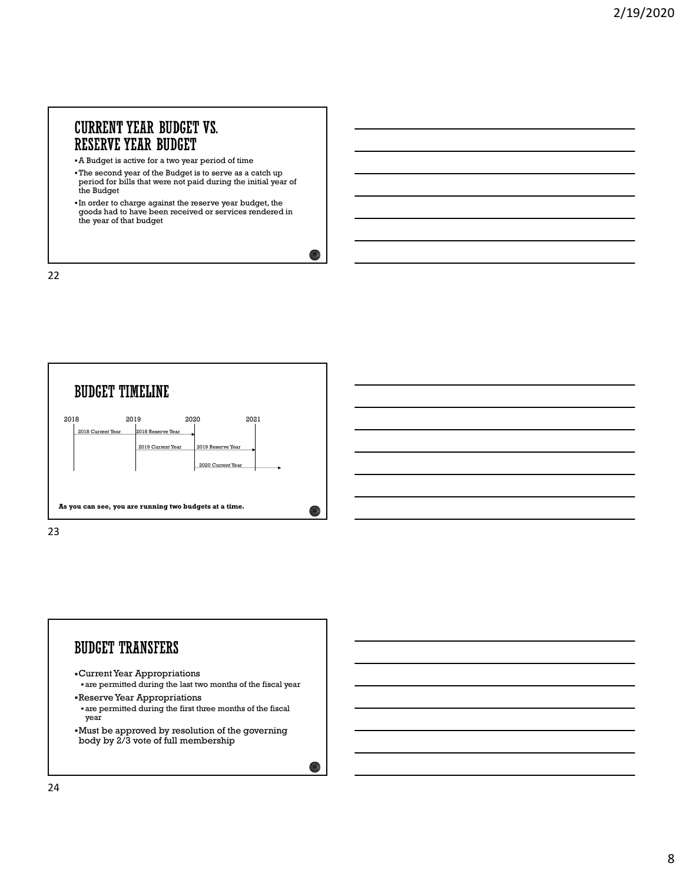## CURRENT YEAR BUDGET VS. RESERVE YEAR BUDGET

- A Budget is active for a two year period of time
- The second year of the Budget is to serve as a catch up period for bills that were not paid during the initial year of the Budget
- In order to charge against the reserve year budget, the goods had to have been received or services rendered in the year of that budget

## BUDGET TIMELINE

| 2018 | 2019 | 2020 | 2021 |
|---|---|---|---|
| 2018 Current Year | 2018 Reserve Year | | |
| | 2019 Current Year | 2019 Reserve Year | |
| | | 2020 Current Year | |

**As you can see, you are running two budgets at a time.**

## BUDGET TRANSFERS

- Current Year Appropriations
  - are permitted during the last two months of the fiscal year
- Reserve Year Appropriations
  - are permitted during the first three months of the fiscal year
- Must be approved by resolution of the governing body by 2/3 vote of full membership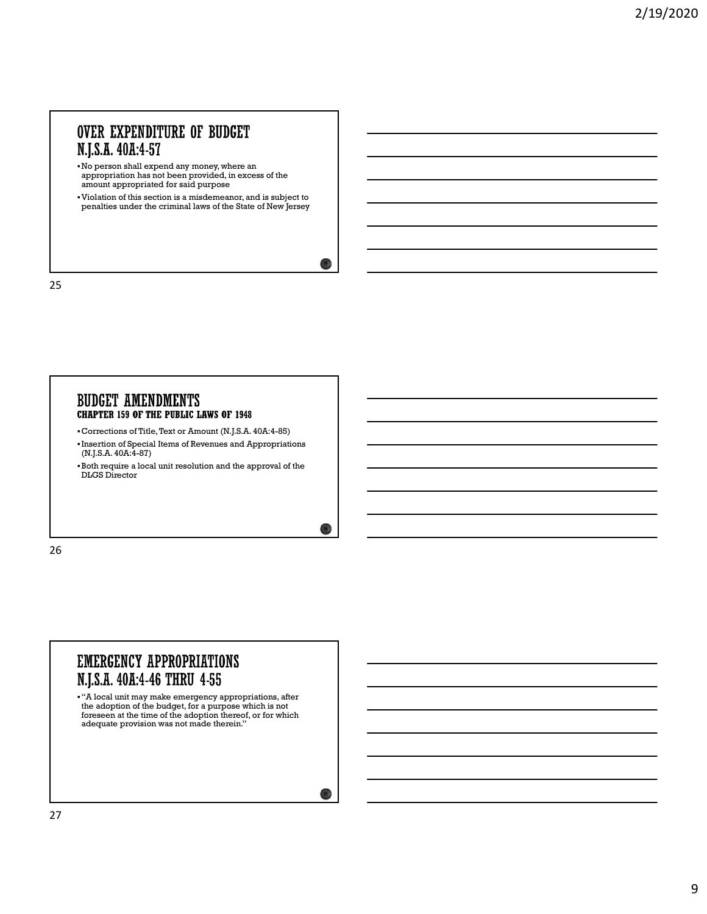## OVER EXPENDITURE OF BUDGET N.J.S.A. 40A:4-57

- No person shall expend any money, where an appropriation has not been provided, in excess of the amount appropriated for said purpose
- Violation of this section is a misdemeanor, and is subject to penalties under the criminal laws of the State of New Jersey

## BUDGET AMENDMENTS

### CHAPTER 159 OF THE PUBLIC LAWS OF 1948

- Corrections of Title, Text or Amount (N.J.S.A. 40A:4-85)
- Insertion of Special Items of Revenues and Appropriations (N.J.S.A. 40A:4-87)
- Both require a local unit resolution and the approval of the DLGS Director

## EMERGENCY APPROPRIATIONS N.J.S.A. 40A:4-46 THRU 4-55

- "A local unit may make emergency appropriations, after the adoption of the budget, for a purpose which is not foreseen at the time of the adoption thereof, or for which adequate provision was not made therein."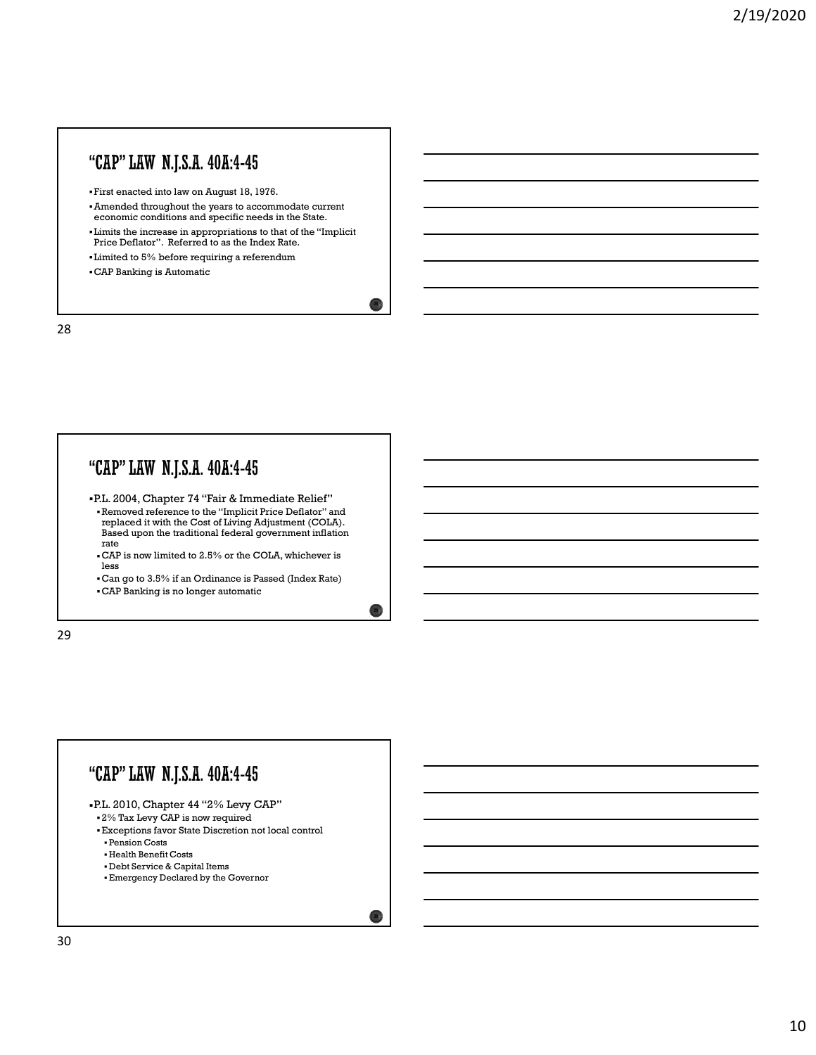## "CAP" LAW N.J.S.A. 40A:4-45

- First enacted into law on August 18, 1976.
- Amended throughout the years to accommodate current economic conditions and specific needs in the State.
- Limits the increase in appropriations to that of the "Implicit Price Deflator". Referred to as the Index Rate.
- Limited to 5% before requiring a referendum
- CAP Banking is Automatic

## "CAP" LAW N.J.S.A. 40A:4-45

- P.L. 2004, Chapter 74 "Fair & Immediate Relief"
  - Removed reference to the "Implicit Price Deflator" and replaced it with the Cost of Living Adjustment (COLA). Based upon the traditional federal government inflation rate
  - CAP is now limited to 2.5% or the COLA, whichever is less
  - Can go to 3.5% if an Ordinance is Passed (Index Rate)
  - CAP Banking is no longer automatic

## "CAP" LAW N.J.S.A. 40A:4-45

- P.L. 2010, Chapter 44 "2% Levy CAP"
  - 2% Tax Levy CAP is now required
  - Exceptions favor State Discretion not local control
    - Pension Costs
    - Health Benefit Costs
    - Debt Service & Capital Items
    - Emergency Declared by the Governor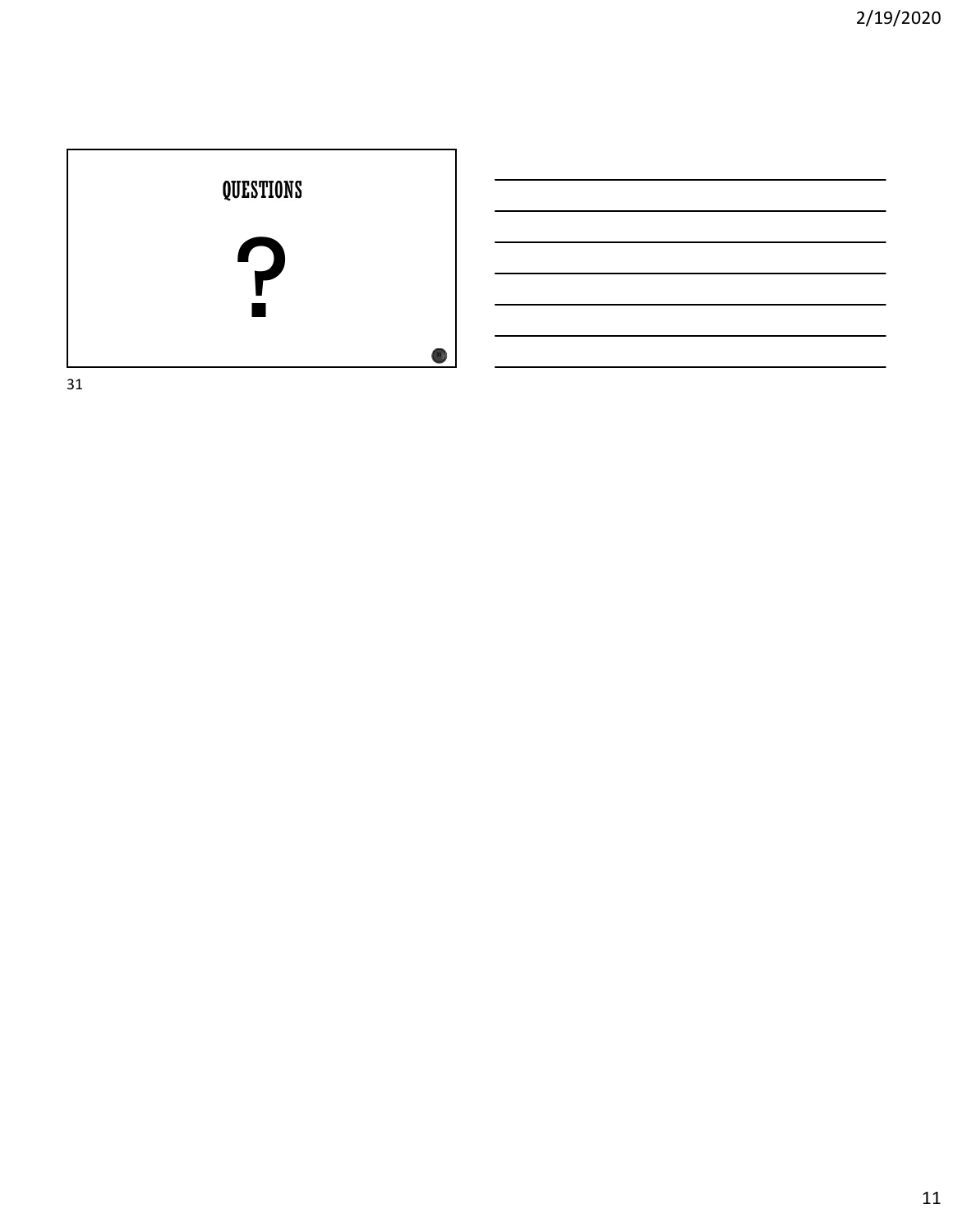## QUESTIONS

?

31